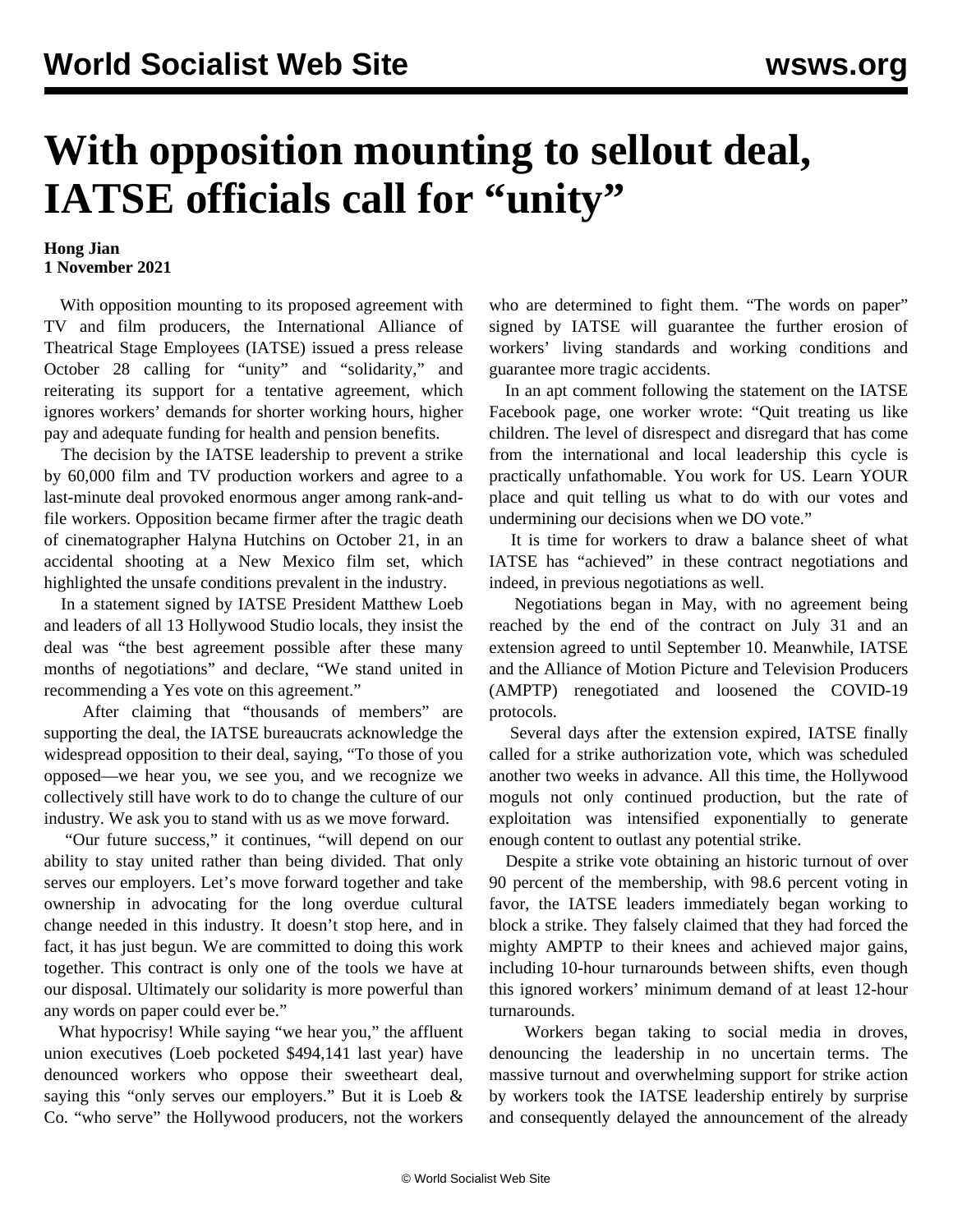# With opposition mounting to sellout deal, IATSE officials call for "unity"

**Hong Jian**
**1 November 2021**

With opposition mounting to its proposed agreement with TV and film producers, the International Alliance of Theatrical Stage Employees (IATSE) issued a press release October 28 calling for "unity" and "solidarity," and reiterating its support for a tentative agreement, which ignores workers' demands for shorter working hours, higher pay and adequate funding for health and pension benefits.

The decision by the IATSE leadership to prevent a strike by 60,000 film and TV production workers and agree to a last-minute deal provoked enormous anger among rank-and-file workers. Opposition became firmer after the tragic death of cinematographer Halyna Hutchins on October 21, in an accidental shooting at a New Mexico film set, which highlighted the unsafe conditions prevalent in the industry.

In a statement signed by IATSE President Matthew Loeb and leaders of all 13 Hollywood Studio locals, they insist the deal was "the best agreement possible after these many months of negotiations" and declare, "We stand united in recommending a Yes vote on this agreement."

After claiming that "thousands of members" are supporting the deal, the IATSE bureaucrats acknowledge the widespread opposition to their deal, saying, "To those of you opposed—we hear you, we see you, and we recognize we collectively still have work to do to change the culture of our industry. We ask you to stand with us as we move forward.

"Our future success," it continues, "will depend on our ability to stay united rather than being divided. That only serves our employers. Let's move forward together and take ownership in advocating for the long overdue cultural change needed in this industry. It doesn't stop here, and in fact, it has just begun. We are committed to doing this work together. This contract is only one of the tools we have at our disposal. Ultimately our solidarity is more powerful than any words on paper could ever be."

What hypocrisy! While saying "we hear you," the affluent union executives (Loeb pocketed $494,141 last year) have denounced workers who oppose their sweetheart deal, saying this "only serves our employers." But it is Loeb & Co. "who serve" the Hollywood producers, not the workers who are determined to fight them. "The words on paper" signed by IATSE will guarantee the further erosion of workers' living standards and working conditions and guarantee more tragic accidents.

In an apt comment following the statement on the IATSE Facebook page, one worker wrote: "Quit treating us like children. The level of disrespect and disregard that has come from the international and local leadership this cycle is practically unfathomable. You work for US. Learn YOUR place and quit telling us what to do with our votes and undermining our decisions when we DO vote."

It is time for workers to draw a balance sheet of what IATSE has "achieved" in these contract negotiations and indeed, in previous negotiations as well.

Negotiations began in May, with no agreement being reached by the end of the contract on July 31 and an extension agreed to until September 10. Meanwhile, IATSE and the Alliance of Motion Picture and Television Producers (AMPTP) renegotiated and loosened the COVID-19 protocols.

Several days after the extension expired, IATSE finally called for a strike authorization vote, which was scheduled another two weeks in advance. All this time, the Hollywood moguls not only continued production, but the rate of exploitation was intensified exponentially to generate enough content to outlast any potential strike.

Despite a strike vote obtaining an historic turnout of over 90 percent of the membership, with 98.6 percent voting in favor, the IATSE leaders immediately began working to block a strike. They falsely claimed that they had forced the mighty AMPTP to their knees and achieved major gains, including 10-hour turnarounds between shifts, even though this ignored workers' minimum demand of at least 12-hour turnarounds.

Workers began taking to social media in droves, denouncing the leadership in no uncertain terms. The massive turnout and overwhelming support for strike action by workers took the IATSE leadership entirely by surprise and consequently delayed the announcement of the already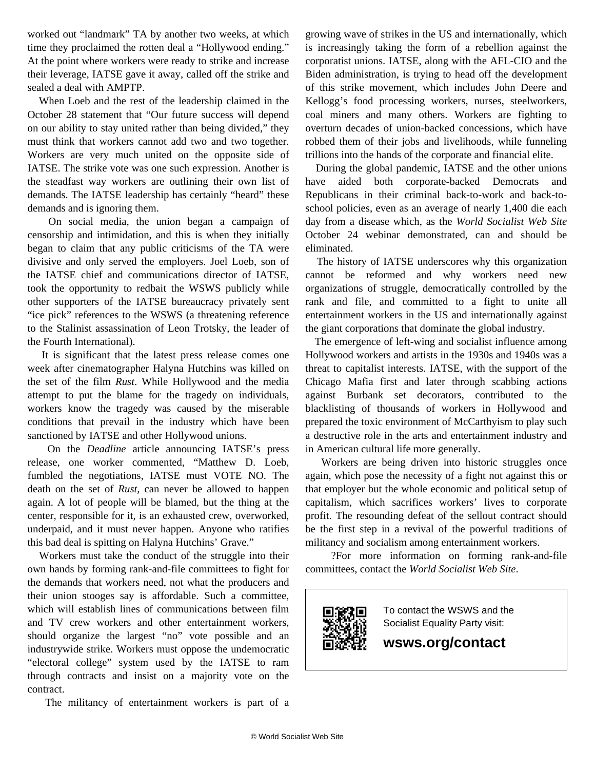worked out "landmark" TA by another two weeks, at which time they proclaimed the rotten deal a "Hollywood ending." At the point where workers were ready to strike and increase their leverage, IATSE gave it away, called off the strike and sealed a deal with AMPTP.

When Loeb and the rest of the leadership claimed in the October 28 statement that "Our future success will depend on our ability to stay united rather than being divided," they must think that workers cannot add two and two together. Workers are very much united on the opposite side of IATSE. The strike vote was one such expression. Another is the steadfast way workers are outlining their own list of demands. The IATSE leadership has certainly "heard" these demands and is ignoring them.

On social media, the union began a campaign of censorship and intimidation, and this is when they initially began to claim that any public criticisms of the TA were divisive and only served the employers. Joel Loeb, son of the IATSE chief and communications director of IATSE, took the opportunity to redbait the WSWS publicly while other supporters of the IATSE bureaucracy privately sent "ice pick" references to the WSWS (a threatening reference to the Stalinist assassination of Leon Trotsky, the leader of the Fourth International).

It is significant that the latest press release comes one week after cinematographer Halyna Hutchins was killed on the set of the film *Rust*. While Hollywood and the media attempt to put the blame for the tragedy on individuals, workers know the tragedy was caused by the miserable conditions that prevail in the industry which have been sanctioned by IATSE and other Hollywood unions.

On the *Deadline* article announcing IATSE's press release, one worker commented, "Matthew D. Loeb, fumbled the negotiations, IATSE must VOTE NO. The death on the set of *Rust,* can never be allowed to happen again. A lot of people will be blamed, but the thing at the center, responsible for it, is an exhausted crew, overworked, underpaid, and it must never happen. Anyone who ratifies this bad deal is spitting on Halyna Hutchins' Grave."

Workers must take the conduct of the struggle into their own hands by forming rank-and-file committees to fight for the demands that workers need, not what the producers and their union stooges say is affordable. Such a committee, which will establish lines of communications between film and TV crew workers and other entertainment workers, should organize the largest "no" vote possible and an industrywide strike. Workers must oppose the undemocratic "electoral college" system used by the IATSE to ram through contracts and insist on a majority vote on the contract.

The militancy of entertainment workers is part of a growing wave of strikes in the US and internationally, which is increasingly taking the form of a rebellion against the corporatist unions. IATSE, along with the AFL-CIO and the Biden administration, is trying to head off the development of this strike movement, which includes John Deere and Kellogg's food processing workers, nurses, steelworkers, coal miners and many others. Workers are fighting to overturn decades of union-backed concessions, which have robbed them of their jobs and livelihoods, while funneling trillions into the hands of the corporate and financial elite.

During the global pandemic, IATSE and the other unions have aided both corporate-backed Democrats and Republicans in their criminal back-to-work and back-to-school policies, even as an average of nearly 1,400 die each day from a disease which, as the *World Socialist Web Site* October 24 webinar demonstrated, can and should be eliminated.

The history of IATSE underscores why this organization cannot be reformed and why workers need new organizations of struggle, democratically controlled by the rank and file, and committed to a fight to unite all entertainment workers in the US and internationally against the giant corporations that dominate the global industry.

The emergence of left-wing and socialist influence among Hollywood workers and artists in the 1930s and 1940s was a threat to capitalist interests. IATSE, with the support of the Chicago Mafia first and later through scabbing actions against Burbank set decorators, contributed to the blacklisting of thousands of workers in Hollywood and prepared the toxic environment of McCarthyism to play such a destructive role in the arts and entertainment industry and in American cultural life more generally.

Workers are being driven into historic struggles once again, which pose the necessity of a fight not against this or that employer but the whole economic and political setup of capitalism, which sacrifices workers' lives to corporate profit. The resounding defeat of the sellout contract should be the first step in a revival of the powerful traditions of militancy and socialism among entertainment workers.

?For more information on forming rank-and-file committees, contact the *World Socialist Web Site*.

To contact the WSWS and the Socialist Equality Party visit:

**wsws.org/contact**